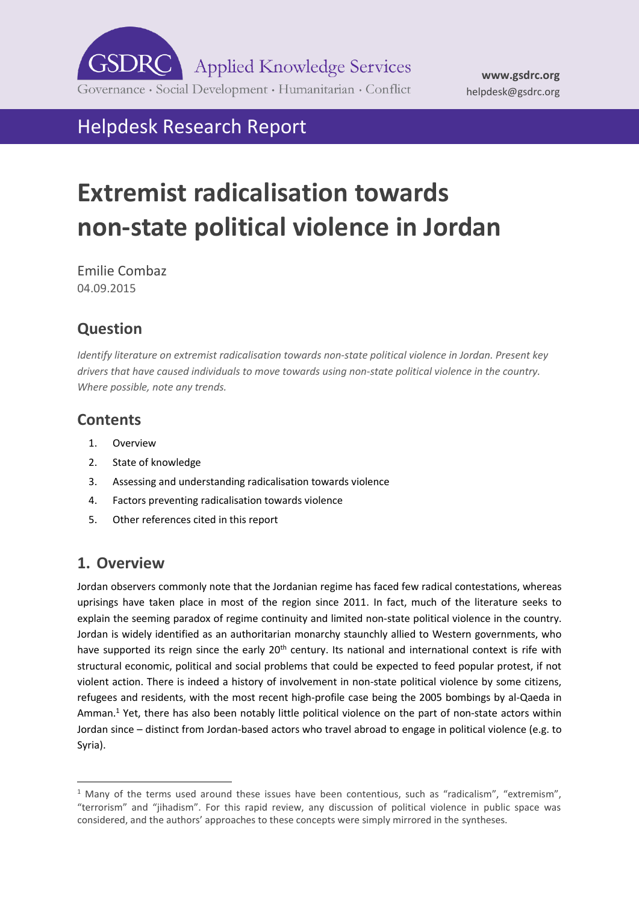GSDRC Applied Knowledge Services

Governance · Social Development · Humanitarian · Conflict

www.gsdrc.org
helpdesk@gsdrc.org

Helpdesk Research Report

# Extremist radicalisation towards non-state political violence in Jordan

Emilie Combaz
04.09.2015

## Question

*Identify literature on extremist radicalisation towards non-state political violence in Jordan. Present key drivers that have caused individuals to move towards using non-state political violence in the country. Where possible, note any trends.*

## Contents

1. Overview
2. State of knowledge
3. Assessing and understanding radicalisation towards violence
4. Factors preventing radicalisation towards violence
5. Other references cited in this report

## 1. Overview

Jordan observers commonly note that the Jordanian regime has faced few radical contestations, whereas uprisings have taken place in most of the region since 2011. In fact, much of the literature seeks to explain the seeming paradox of regime continuity and limited non-state political violence in the country. Jordan is widely identified as an authoritarian monarchy staunchly allied to Western governments, who have supported its reign since the early 20th century. Its national and international context is rife with structural economic, political and social problems that could be expected to feed popular protest, if not violent action. There is indeed a history of involvement in non-state political violence by some citizens, refugees and residents, with the most recent high-profile case being the 2005 bombings by al-Qaeda in Amman.[1] Yet, there has also been notably little political violence on the part of non-state actors within Jordan since – distinct from Jordan-based actors who travel abroad to engage in political violence (e.g. to Syria).

---

[1] Many of the terms used around these issues have been contentious, such as "radicalism", "extremism", "terrorism" and "jihadism". For this rapid review, any discussion of political violence in public space was considered, and the authors' approaches to these concepts were simply mirrored in the syntheses.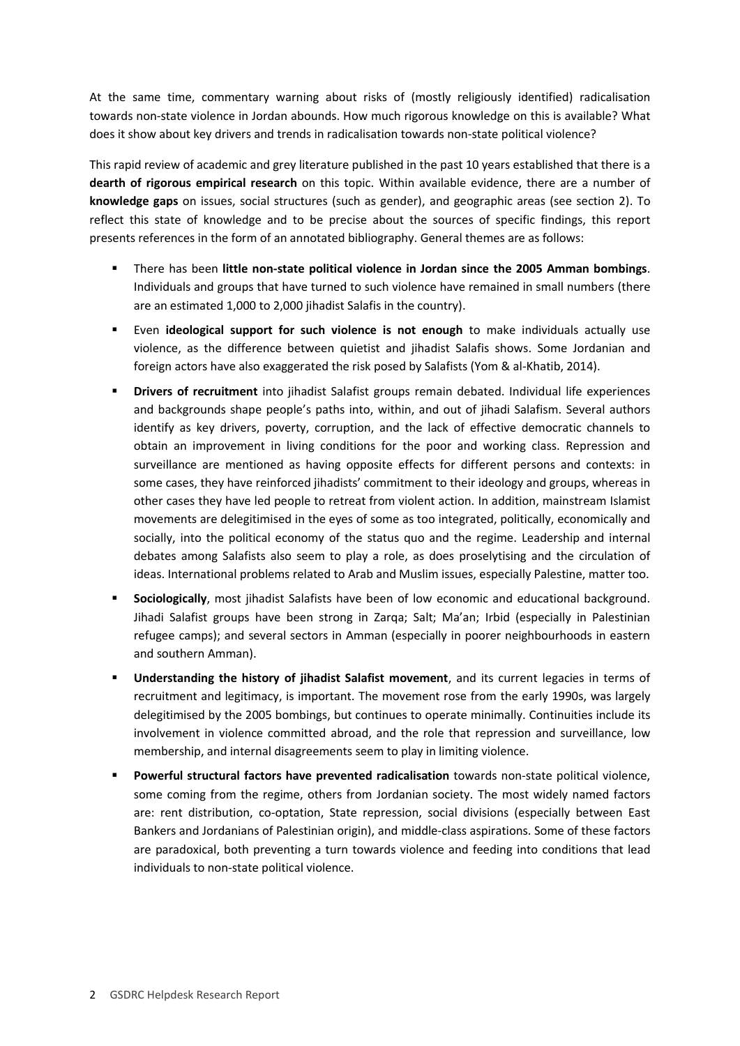At the same time, commentary warning about risks of (mostly religiously identified) radicalisation towards non-state violence in Jordan abounds. How much rigorous knowledge on this is available? What does it show about key drivers and trends in radicalisation towards non-state political violence?

This rapid review of academic and grey literature published in the past 10 years established that there is a **dearth of rigorous empirical research** on this topic. Within available evidence, there are a number of **knowledge gaps** on issues, social structures (such as gender), and geographic areas (see section 2). To reflect this state of knowledge and to be precise about the sources of specific findings, this report presents references in the form of an annotated bibliography. General themes are as follows:

- There has been **little non-state political violence in Jordan since the 2005 Amman bombings**. Individuals and groups that have turned to such violence have remained in small numbers (there are an estimated 1,000 to 2,000 jihadist Salafis in the country).
- Even **ideological support for such violence is not enough** to make individuals actually use violence, as the difference between quietist and jihadist Salafis shows. Some Jordanian and foreign actors have also exaggerated the risk posed by Salafists (Yom & al-Khatib, 2014).
- **Drivers of recruitment** into jihadist Salafist groups remain debated. Individual life experiences and backgrounds shape people's paths into, within, and out of jihadi Salafism. Several authors identify as key drivers, poverty, corruption, and the lack of effective democratic channels to obtain an improvement in living conditions for the poor and working class. Repression and surveillance are mentioned as having opposite effects for different persons and contexts: in some cases, they have reinforced jihadists' commitment to their ideology and groups, whereas in other cases they have led people to retreat from violent action. In addition, mainstream Islamist movements are delegitimised in the eyes of some as too integrated, politically, economically and socially, into the political economy of the status quo and the regime. Leadership and internal debates among Salafists also seem to play a role, as does proselytising and the circulation of ideas. International problems related to Arab and Muslim issues, especially Palestine, matter too.
- **Sociologically**, most jihadist Salafists have been of low economic and educational background. Jihadi Salafist groups have been strong in Zarqa; Salt; Ma'an; Irbid (especially in Palestinian refugee camps); and several sectors in Amman (especially in poorer neighbourhoods in eastern and southern Amman).
- **Understanding the history of jihadist Salafist movement**, and its current legacies in terms of recruitment and legitimacy, is important. The movement rose from the early 1990s, was largely delegitimised by the 2005 bombings, but continues to operate minimally. Continuities include its involvement in violence committed abroad, and the role that repression and surveillance, low membership, and internal disagreements seem to play in limiting violence.
- **Powerful structural factors have prevented radicalisation** towards non-state political violence, some coming from the regime, others from Jordanian society. The most widely named factors are: rent distribution, co-optation, State repression, social divisions (especially between East Bankers and Jordanians of Palestinian origin), and middle-class aspirations. Some of these factors are paradoxical, both preventing a turn towards violence and feeding into conditions that lead individuals to non-state political violence.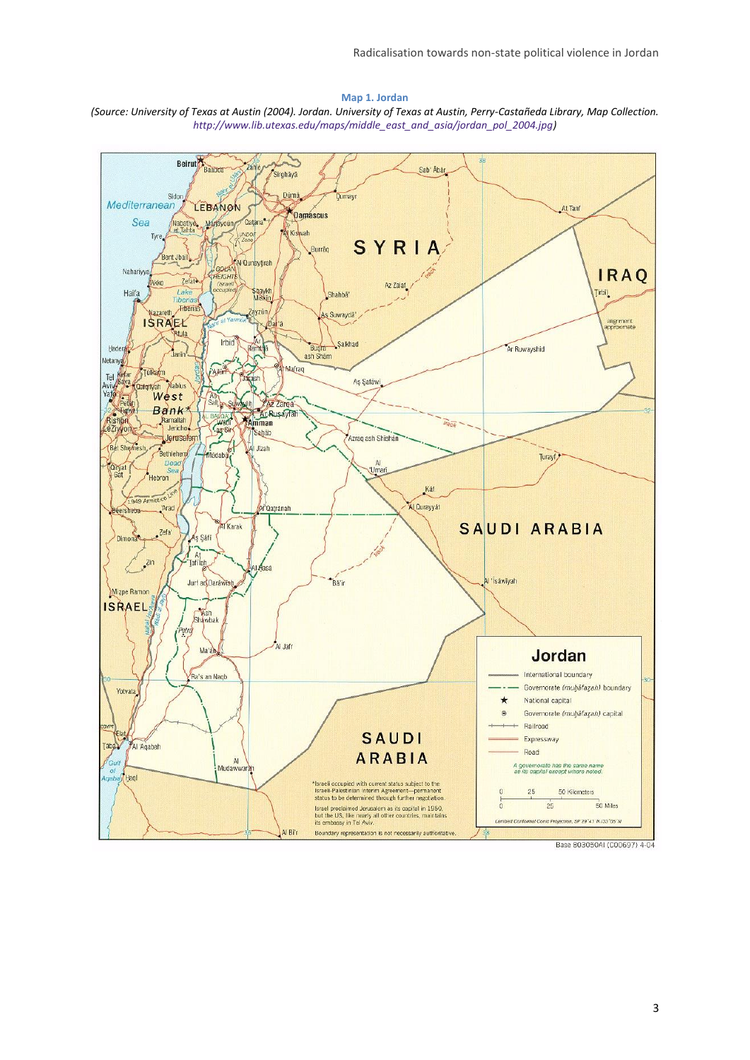**Map 1. Jordan**

*(Source: University of Texas at Austin (2004). Jordan. University of Texas at Austin, Perry-Castañeda Library, Map Collection. http://www.lib.utexas.edu/maps/middle_east_and_asia/jordan_pol_2004.jpg)*

Jordan

International boundary

Governorate (muḩāfaz̧ah) boundary

National capital

Governorate (muḩāfaz̧ah) capital

Railroad

Expressway

Road

A governorate has the same name as its capital except where noted.

0 25 50 Kilometers

0 25 50 Miles

Lambert Conformal Conic Projection, SP 29°41'N/33°05'N

*Israeli occupied with current status subject to the Israeli-Palestinian Interim Agreement—permanent status to be determined through further negotiation.

Israel proclaimed Jerusalem as its capital in 1950, but the US, like nearly all other countries, maintains its embassy in Tel Aviv.

Boundary representation is not necessarily authoritative.

Base 803050AI (C00697) 4-04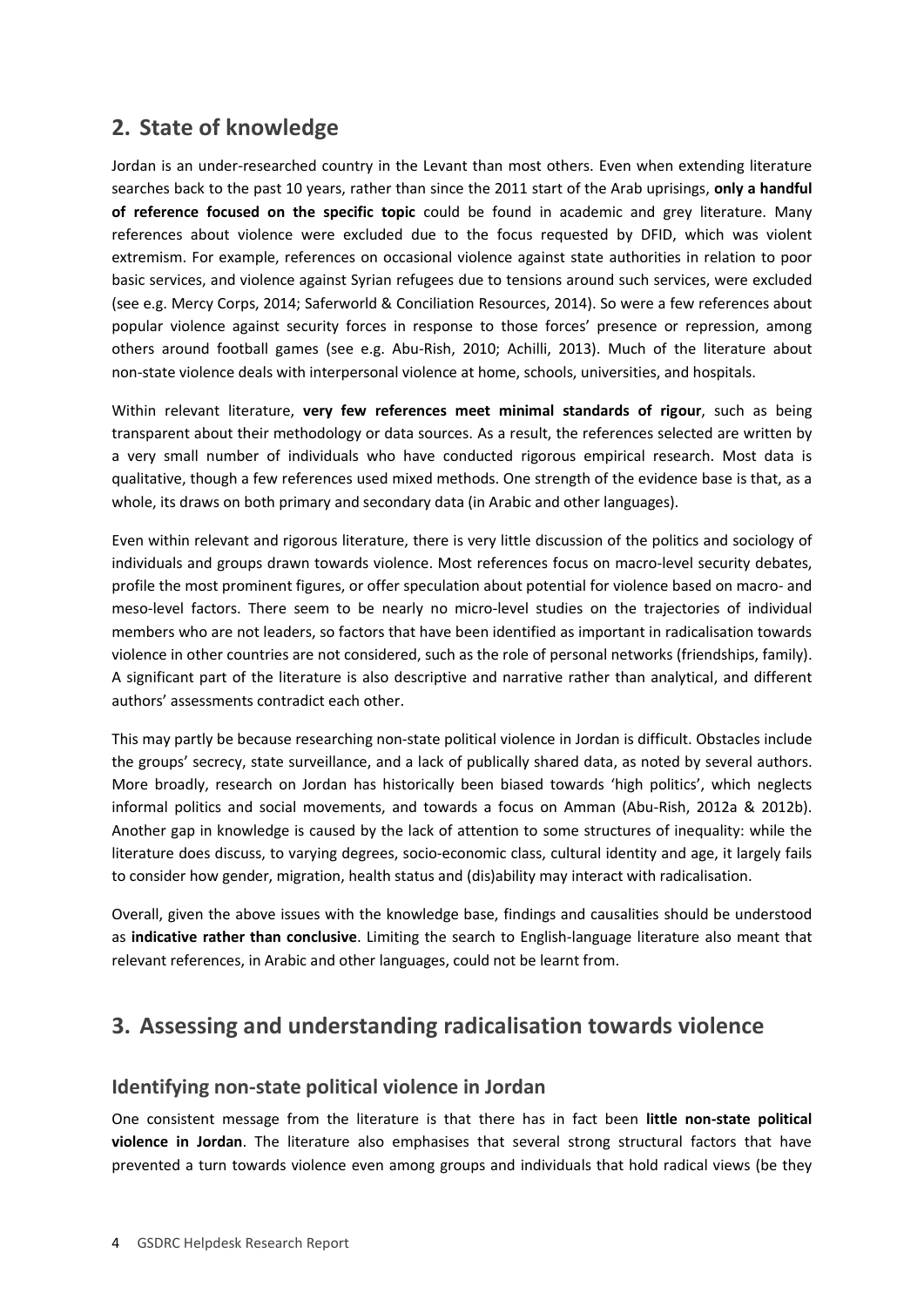## 2. State of knowledge

Jordan is an under-researched country in the Levant than most others. Even when extending literature searches back to the past 10 years, rather than since the 2011 start of the Arab uprisings, **only a handful of reference focused on the specific topic** could be found in academic and grey literature. Many references about violence were excluded due to the focus requested by DFID, which was violent extremism. For example, references on occasional violence against state authorities in relation to poor basic services, and violence against Syrian refugees due to tensions around such services, were excluded (see e.g. Mercy Corps, 2014; Saferworld & Conciliation Resources, 2014). So were a few references about popular violence against security forces in response to those forces' presence or repression, among others around football games (see e.g. Abu-Rish, 2010; Achilli, 2013). Much of the literature about non-state violence deals with interpersonal violence at home, schools, universities, and hospitals.

Within relevant literature, **very few references meet minimal standards of rigour**, such as being transparent about their methodology or data sources. As a result, the references selected are written by a very small number of individuals who have conducted rigorous empirical research. Most data is qualitative, though a few references used mixed methods. One strength of the evidence base is that, as a whole, its draws on both primary and secondary data (in Arabic and other languages).

Even within relevant and rigorous literature, there is very little discussion of the politics and sociology of individuals and groups drawn towards violence. Most references focus on macro-level security debates, profile the most prominent figures, or offer speculation about potential for violence based on macro- and meso-level factors. There seem to be nearly no micro-level studies on the trajectories of individual members who are not leaders, so factors that have been identified as important in radicalisation towards violence in other countries are not considered, such as the role of personal networks (friendships, family). A significant part of the literature is also descriptive and narrative rather than analytical, and different authors' assessments contradict each other.

This may partly be because researching non-state political violence in Jordan is difficult. Obstacles include the groups' secrecy, state surveillance, and a lack of publically shared data, as noted by several authors. More broadly, research on Jordan has historically been biased towards 'high politics', which neglects informal politics and social movements, and towards a focus on Amman (Abu-Rish, 2012a & 2012b). Another gap in knowledge is caused by the lack of attention to some structures of inequality: while the literature does discuss, to varying degrees, socio-economic class, cultural identity and age, it largely fails to consider how gender, migration, health status and (dis)ability may interact with radicalisation.

Overall, given the above issues with the knowledge base, findings and causalities should be understood as **indicative rather than conclusive**. Limiting the search to English-language literature also meant that relevant references, in Arabic and other languages, could not be learnt from.

## 3. Assessing and understanding radicalisation towards violence

### Identifying non-state political violence in Jordan

One consistent message from the literature is that there has in fact been **little non-state political violence in Jordan**. The literature also emphasises that several strong structural factors that have prevented a turn towards violence even among groups and individuals that hold radical views (be they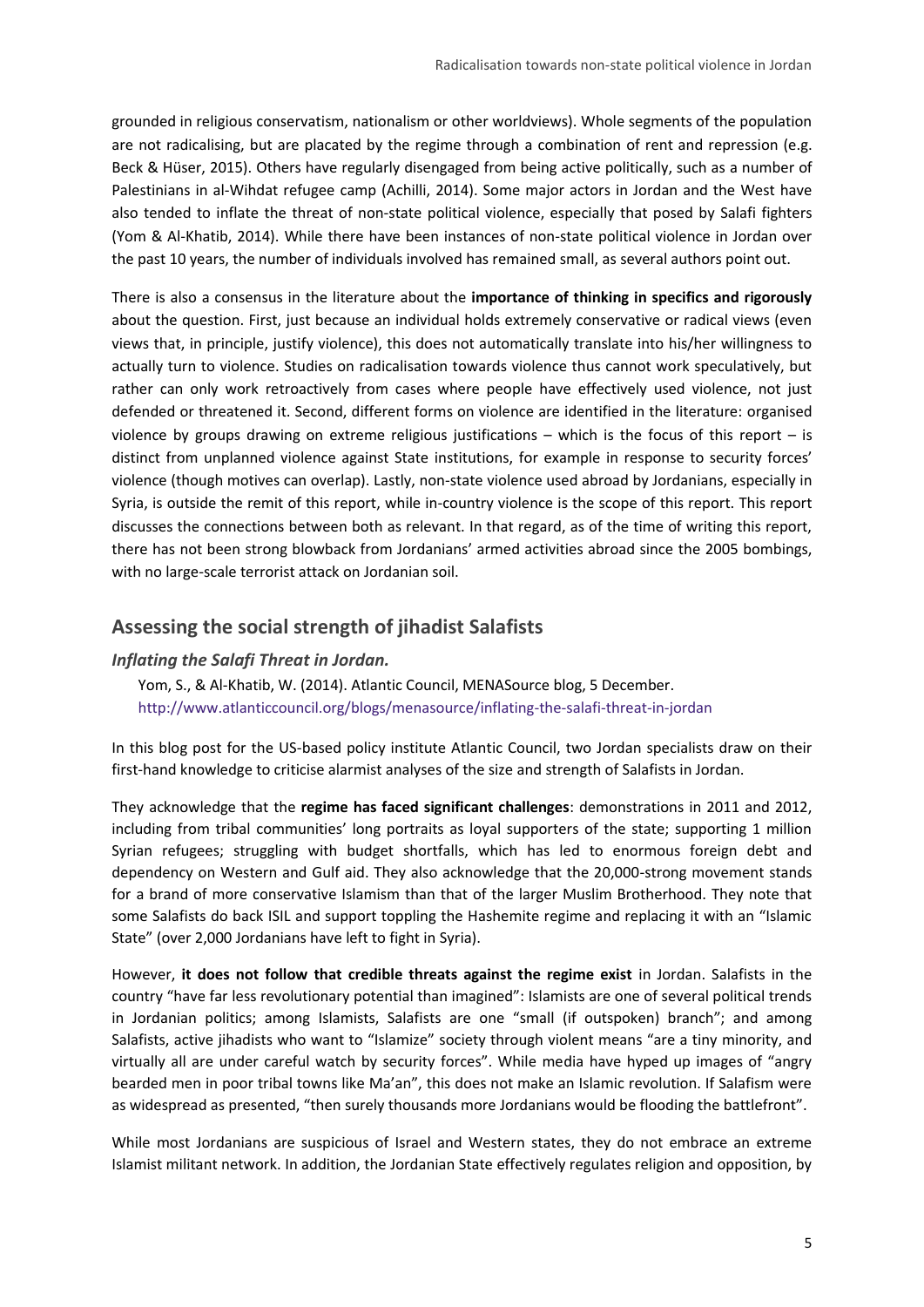grounded in religious conservatism, nationalism or other worldviews). Whole segments of the population are not radicalising, but are placated by the regime through a combination of rent and repression (e.g. Beck & Hüser, 2015). Others have regularly disengaged from being active politically, such as a number of Palestinians in al-Wihdat refugee camp (Achilli, 2014). Some major actors in Jordan and the West have also tended to inflate the threat of non-state political violence, especially that posed by Salafi fighters (Yom & Al-Khatib, 2014). While there have been instances of non-state political violence in Jordan over the past 10 years, the number of individuals involved has remained small, as several authors point out.

There is also a consensus in the literature about the **importance of thinking in specifics and rigorously** about the question. First, just because an individual holds extremely conservative or radical views (even views that, in principle, justify violence), this does not automatically translate into his/her willingness to actually turn to violence. Studies on radicalisation towards violence thus cannot work speculatively, but rather can only work retroactively from cases where people have effectively used violence, not just defended or threatened it. Second, different forms on violence are identified in the literature: organised violence by groups drawing on extreme religious justifications – which is the focus of this report – is distinct from unplanned violence against State institutions, for example in response to security forces' violence (though motives can overlap). Lastly, non-state violence used abroad by Jordanians, especially in Syria, is outside the remit of this report, while in-country violence is the scope of this report. This report discusses the connections between both as relevant. In that regard, as of the time of writing this report, there has not been strong blowback from Jordanians' armed activities abroad since the 2005 bombings, with no large-scale terrorist attack on Jordanian soil.

## Assessing the social strength of jihadist Salafists

### *Inflating the Salafi Threat in Jordan.*

Yom, S., & Al-Khatib, W. (2014). Atlantic Council, MENASource blog, 5 December. http://www.atlanticcouncil.org/blogs/menasource/inflating-the-salafi-threat-in-jordan

In this blog post for the US-based policy institute Atlantic Council, two Jordan specialists draw on their first-hand knowledge to criticise alarmist analyses of the size and strength of Salafists in Jordan.

They acknowledge that the **regime has faced significant challenges**: demonstrations in 2011 and 2012, including from tribal communities' long portraits as loyal supporters of the state; supporting 1 million Syrian refugees; struggling with budget shortfalls, which has led to enormous foreign debt and dependency on Western and Gulf aid. They also acknowledge that the 20,000-strong movement stands for a brand of more conservative Islamism than that of the larger Muslim Brotherhood. They note that some Salafists do back ISIL and support toppling the Hashemite regime and replacing it with an "Islamic State" (over 2,000 Jordanians have left to fight in Syria).

However, **it does not follow that credible threats against the regime exist** in Jordan. Salafists in the country "have far less revolutionary potential than imagined": Islamists are one of several political trends in Jordanian politics; among Islamists, Salafists are one "small (if outspoken) branch"; and among Salafists, active jihadists who want to "Islamize" society through violent means "are a tiny minority, and virtually all are under careful watch by security forces". While media have hyped up images of "angry bearded men in poor tribal towns like Ma'an", this does not make an Islamic revolution. If Salafism were as widespread as presented, "then surely thousands more Jordanians would be flooding the battlefront".

While most Jordanians are suspicious of Israel and Western states, they do not embrace an extreme Islamist militant network. In addition, the Jordanian State effectively regulates religion and opposition, by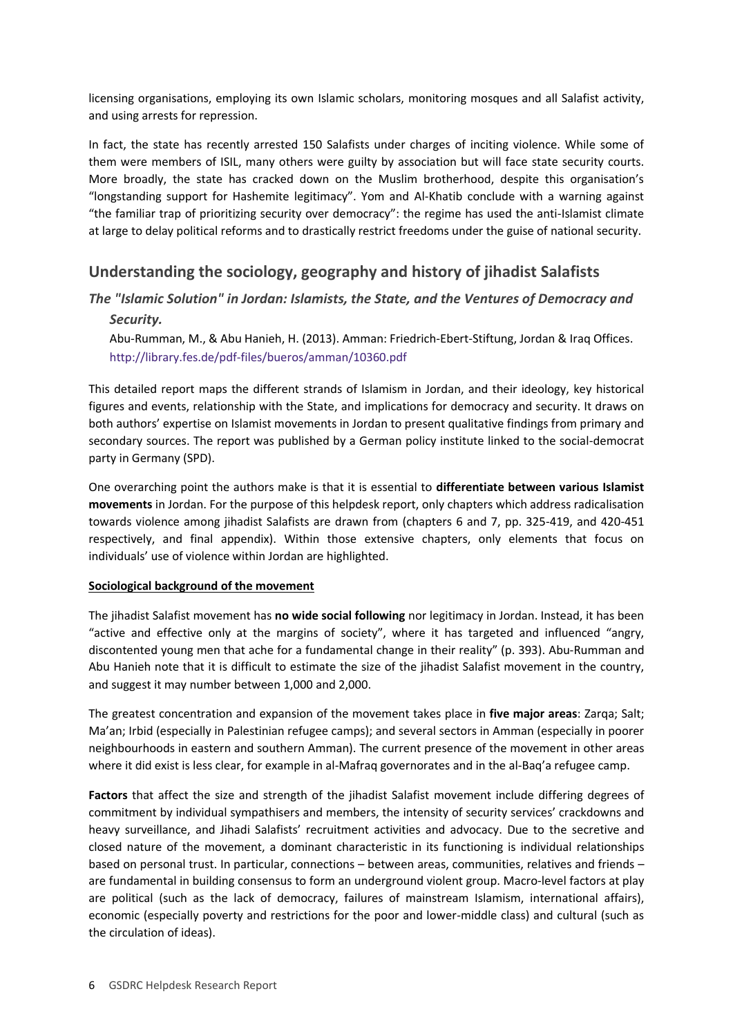licensing organisations, employing its own Islamic scholars, monitoring mosques and all Salafist activity, and using arrests for repression.

In fact, the state has recently arrested 150 Salafists under charges of inciting violence. While some of them were members of ISIL, many others were guilty by association but will face state security courts. More broadly, the state has cracked down on the Muslim brotherhood, despite this organisation's "longstanding support for Hashemite legitimacy". Yom and Al-Khatib conclude with a warning against "the familiar trap of prioritizing security over democracy": the regime has used the anti-Islamist climate at large to delay political reforms and to drastically restrict freedoms under the guise of national security.

## Understanding the sociology, geography and history of jihadist Salafists

### *The "Islamic Solution" in Jordan: Islamists, the State, and the Ventures of Democracy and Security.*

Abu-Rumman, M., & Abu Hanieh, H. (2013). Amman: Friedrich-Ebert-Stiftung, Jordan & Iraq Offices. http://library.fes.de/pdf-files/bueros/amman/10360.pdf

This detailed report maps the different strands of Islamism in Jordan, and their ideology, key historical figures and events, relationship with the State, and implications for democracy and security. It draws on both authors' expertise on Islamist movements in Jordan to present qualitative findings from primary and secondary sources. The report was published by a German policy institute linked to the social-democrat party in Germany (SPD).

One overarching point the authors make is that it is essential to **differentiate between various Islamist movements** in Jordan. For the purpose of this helpdesk report, only chapters which address radicalisation towards violence among jihadist Salafists are drawn from (chapters 6 and 7, pp. 325-419, and 420-451 respectively, and final appendix). Within those extensive chapters, only elements that focus on individuals' use of violence within Jordan are highlighted.

**Sociological background of the movement**

The jihadist Salafist movement has **no wide social following** nor legitimacy in Jordan. Instead, it has been "active and effective only at the margins of society", where it has targeted and influenced "angry, discontented young men that ache for a fundamental change in their reality" (p. 393). Abu-Rumman and Abu Hanieh note that it is difficult to estimate the size of the jihadist Salafist movement in the country, and suggest it may number between 1,000 and 2,000.

The greatest concentration and expansion of the movement takes place in **five major areas**: Zarqa; Salt; Ma'an; Irbid (especially in Palestinian refugee camps); and several sectors in Amman (especially in poorer neighbourhoods in eastern and southern Amman). The current presence of the movement in other areas where it did exist is less clear, for example in al-Mafraq governorates and in the al-Baq'a refugee camp.

**Factors** that affect the size and strength of the jihadist Salafist movement include differing degrees of commitment by individual sympathisers and members, the intensity of security services' crackdowns and heavy surveillance, and Jihadi Salafists' recruitment activities and advocacy. Due to the secretive and closed nature of the movement, a dominant characteristic in its functioning is individual relationships based on personal trust. In particular, connections – between areas, communities, relatives and friends – are fundamental in building consensus to form an underground violent group. Macro-level factors at play are political (such as the lack of democracy, failures of mainstream Islamism, international affairs), economic (especially poverty and restrictions for the poor and lower-middle class) and cultural (such as the circulation of ideas).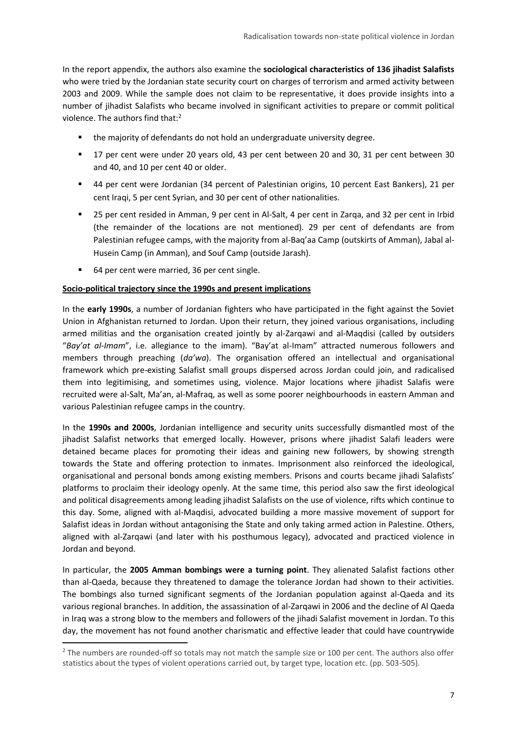In the report appendix, the authors also examine the **sociological characteristics of 136 jihadist Salafists** who were tried by the Jordanian state security court on charges of terrorism and armed activity between 2003 and 2009. While the sample does not claim to be representative, it does provide insights into a number of jihadist Salafists who became involved in significant activities to prepare or commit political violence. The authors find that:[2]

- the majority of defendants do not hold an undergraduate university degree.
- 17 per cent were under 20 years old, 43 per cent between 20 and 30, 31 per cent between 30 and 40, and 10 per cent 40 or older.
- 44 per cent were Jordanian (34 percent of Palestinian origins, 10 percent East Bankers), 21 per cent Iraqi, 5 per cent Syrian, and 30 per cent of other nationalities.
- 25 per cent resided in Amman, 9 per cent in Al-Salt, 4 per cent in Zarqa, and 32 per cent in Irbid (the remainder of the locations are not mentioned). 29 per cent of defendants are from Palestinian refugee camps, with the majority from al-Baq'aa Camp (outskirts of Amman), Jabal al-Husein Camp (in Amman), and Souf Camp (outside Jarash).
- 64 per cent were married, 36 per cent single.

**Socio-political trajectory since the 1990s and present implications**

In the **early 1990s**, a number of Jordanian fighters who have participated in the fight against the Soviet Union in Afghanistan returned to Jordan. Upon their return, they joined various organisations, including armed militias and the organisation created jointly by al-Zarqawi and al-Maqdisi (called by outsiders "*Bay'at al-Imam*", i.e. allegiance to the imam). "Bay'at al-Imam" attracted numerous followers and members through preaching (*da'wa*). The organisation offered an intellectual and organisational framework which pre-existing Salafist small groups dispersed across Jordan could join, and radicalised them into legitimising, and sometimes using, violence. Major locations where jihadist Salafis were recruited were al-Salt, Ma'an, al-Mafraq, as well as some poorer neighbourhoods in eastern Amman and various Palestinian refugee camps in the country.

In the **1990s and 2000s**, Jordanian intelligence and security units successfully dismantled most of the jihadist Salafist networks that emerged locally. However, prisons where jihadist Salafi leaders were detained became places for promoting their ideas and gaining new followers, by showing strength towards the State and offering protection to inmates. Imprisonment also reinforced the ideological, organisational and personal bonds among existing members. Prisons and courts became jihadi Salafists' platforms to proclaim their ideology openly. At the same time, this period also saw the first ideological and political disagreements among leading jihadist Salafists on the use of violence, rifts which continue to this day. Some, aligned with al-Maqdisi, advocated building a more massive movement of support for Salafist ideas in Jordan without antagonising the State and only taking armed action in Palestine. Others, aligned with al-Zarqawi (and later with his posthumous legacy), advocated and practiced violence in Jordan and beyond.

In particular, the **2005 Amman bombings were a turning point**. They alienated Salafist factions other than al-Qaeda, because they threatened to damage the tolerance Jordan had shown to their activities. The bombings also turned significant segments of the Jordanian population against al-Qaeda and its various regional branches. In addition, the assassination of al-Zarqawi in 2006 and the decline of Al Qaeda in Iraq was a strong blow to the members and followers of the jihadi Salafist movement in Jordan. To this day, the movement has not found another charismatic and effective leader that could have countrywide

[2] The numbers are rounded-off so totals may not match the sample size or 100 per cent. The authors also offer statistics about the types of violent operations carried out, by target type, location etc. (pp. 503-505).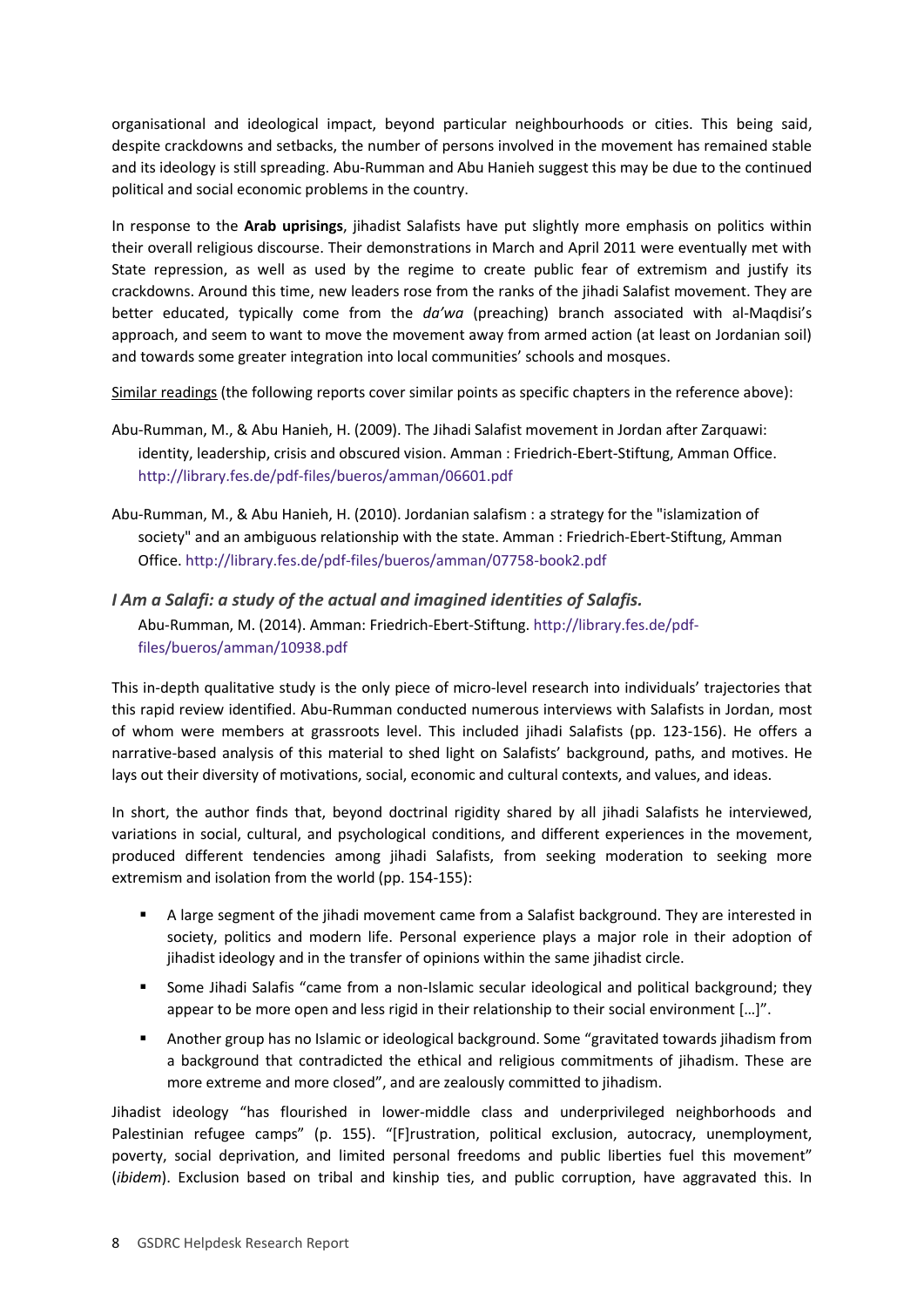organisational and ideological impact, beyond particular neighbourhoods or cities. This being said, despite crackdowns and setbacks, the number of persons involved in the movement has remained stable and its ideology is still spreading. Abu-Rumman and Abu Hanieh suggest this may be due to the continued political and social economic problems in the country.

In response to the **Arab uprisings**, jihadist Salafists have put slightly more emphasis on politics within their overall religious discourse. Their demonstrations in March and April 2011 were eventually met with State repression, as well as used by the regime to create public fear of extremism and justify its crackdowns. Around this time, new leaders rose from the ranks of the jihadi Salafist movement. They are better educated, typically come from the *da'wa* (preaching) branch associated with al-Maqdisi's approach, and seem to want to move the movement away from armed action (at least on Jordanian soil) and towards some greater integration into local communities' schools and mosques.

Similar readings (the following reports cover similar points as specific chapters in the reference above):

Abu-Rumman, M., & Abu Hanieh, H. (2009). The Jihadi Salafist movement in Jordan after Zarquawi: identity, leadership, crisis and obscured vision. Amman : Friedrich-Ebert-Stiftung, Amman Office. http://library.fes.de/pdf-files/bueros/amman/06601.pdf

Abu-Rumman, M., & Abu Hanieh, H. (2010). Jordanian salafism : a strategy for the "islamization of society" and an ambiguous relationship with the state. Amman : Friedrich-Ebert-Stiftung, Amman Office. http://library.fes.de/pdf-files/bueros/amman/07758-book2.pdf

### *I Am a Salafi: a study of the actual and imagined identities of Salafis.*

Abu-Rumman, M. (2014). Amman: Friedrich-Ebert-Stiftung. http://library.fes.de/pdf-files/bueros/amman/10938.pdf

This in-depth qualitative study is the only piece of micro-level research into individuals' trajectories that this rapid review identified. Abu-Rumman conducted numerous interviews with Salafists in Jordan, most of whom were members at grassroots level. This included jihadi Salafists (pp. 123-156). He offers a narrative-based analysis of this material to shed light on Salafists' background, paths, and motives. He lays out their diversity of motivations, social, economic and cultural contexts, and values, and ideas.

In short, the author finds that, beyond doctrinal rigidity shared by all jihadi Salafists he interviewed, variations in social, cultural, and psychological conditions, and different experiences in the movement, produced different tendencies among jihadi Salafists, from seeking moderation to seeking more extremism and isolation from the world (pp. 154-155):

- A large segment of the jihadi movement came from a Salafist background. They are interested in society, politics and modern life. Personal experience plays a major role in their adoption of jihadist ideology and in the transfer of opinions within the same jihadist circle.
- Some Jihadi Salafis "came from a non-Islamic secular ideological and political background; they appear to be more open and less rigid in their relationship to their social environment […]".
- Another group has no Islamic or ideological background. Some "gravitated towards jihadism from a background that contradicted the ethical and religious commitments of jihadism. These are more extreme and more closed", and are zealously committed to jihadism.

Jihadist ideology "has flourished in lower-middle class and underprivileged neighborhoods and Palestinian refugee camps" (p. 155). "[F]rustration, political exclusion, autocracy, unemployment, poverty, social deprivation, and limited personal freedoms and public liberties fuel this movement" (*ibidem*). Exclusion based on tribal and kinship ties, and public corruption, have aggravated this. In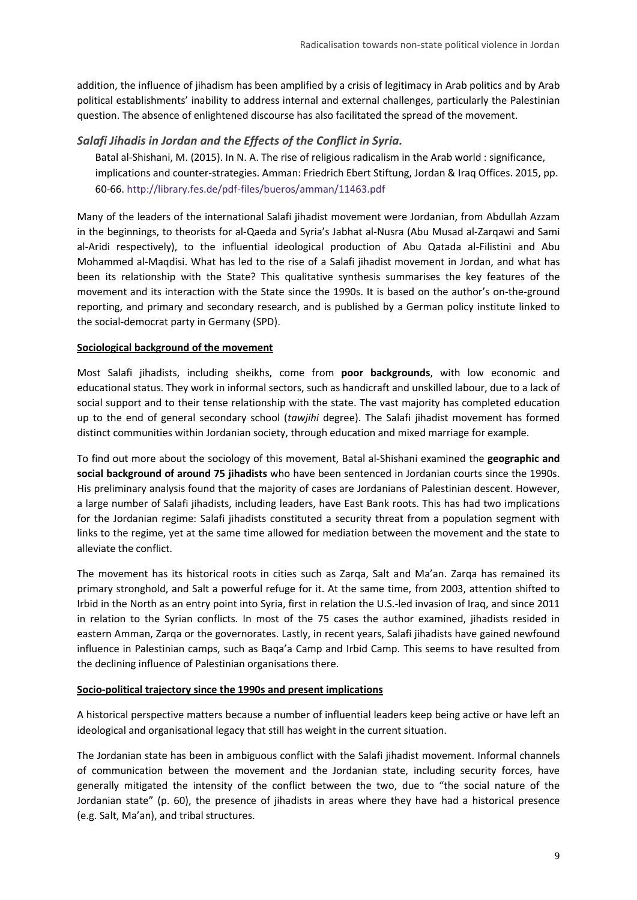addition, the influence of jihadism has been amplified by a crisis of legitimacy in Arab politics and by Arab political establishments' inability to address internal and external challenges, particularly the Palestinian question. The absence of enlightened discourse has also facilitated the spread of the movement.

### *Salafi Jihadis in Jordan and the Effects of the Conflict in Syria.*

Batal al-Shishani, M. (2015). In N. A. The rise of religious radicalism in the Arab world : significance, implications and counter-strategies. Amman: Friedrich Ebert Stiftung, Jordan & Iraq Offices. 2015, pp. 60-66. http://library.fes.de/pdf-files/bueros/amman/11463.pdf

Many of the leaders of the international Salafi jihadist movement were Jordanian, from Abdullah Azzam in the beginnings, to theorists for al-Qaeda and Syria's Jabhat al-Nusra (Abu Musad al-Zarqawi and Sami al-Aridi respectively), to the influential ideological production of Abu Qatada al-Filistini and Abu Mohammed al-Maqdisi. What has led to the rise of a Salafi jihadist movement in Jordan, and what has been its relationship with the State? This qualitative synthesis summarises the key features of the movement and its interaction with the State since the 1990s. It is based on the author's on-the-ground reporting, and primary and secondary research, and is published by a German policy institute linked to the social-democrat party in Germany (SPD).

**Sociological background of the movement**

Most Salafi jihadists, including sheikhs, come from **poor backgrounds**, with low economic and educational status. They work in informal sectors, such as handicraft and unskilled labour, due to a lack of social support and to their tense relationship with the state. The vast majority has completed education up to the end of general secondary school (*tawjihi* degree). The Salafi jihadist movement has formed distinct communities within Jordanian society, through education and mixed marriage for example.

To find out more about the sociology of this movement, Batal al-Shishani examined the **geographic and social background of around 75 jihadists** who have been sentenced in Jordanian courts since the 1990s. His preliminary analysis found that the majority of cases are Jordanians of Palestinian descent. However, a large number of Salafi jihadists, including leaders, have East Bank roots. This has had two implications for the Jordanian regime: Salafi jihadists constituted a security threat from a population segment with links to the regime, yet at the same time allowed for mediation between the movement and the state to alleviate the conflict.

The movement has its historical roots in cities such as Zarqa, Salt and Ma'an. Zarqa has remained its primary stronghold, and Salt a powerful refuge for it. At the same time, from 2003, attention shifted to Irbid in the North as an entry point into Syria, first in relation the U.S.-led invasion of Iraq, and since 2011 in relation to the Syrian conflicts. In most of the 75 cases the author examined, jihadists resided in eastern Amman, Zarqa or the governorates. Lastly, in recent years, Salafi jihadists have gained newfound influence in Palestinian camps, such as Baqa'a Camp and Irbid Camp. This seems to have resulted from the declining influence of Palestinian organisations there.

**Socio-political trajectory since the 1990s and present implications**

A historical perspective matters because a number of influential leaders keep being active or have left an ideological and organisational legacy that still has weight in the current situation.

The Jordanian state has been in ambiguous conflict with the Salafi jihadist movement. Informal channels of communication between the movement and the Jordanian state, including security forces, have generally mitigated the intensity of the conflict between the two, due to "the social nature of the Jordanian state" (p. 60), the presence of jihadists in areas where they have had a historical presence (e.g. Salt, Ma'an), and tribal structures.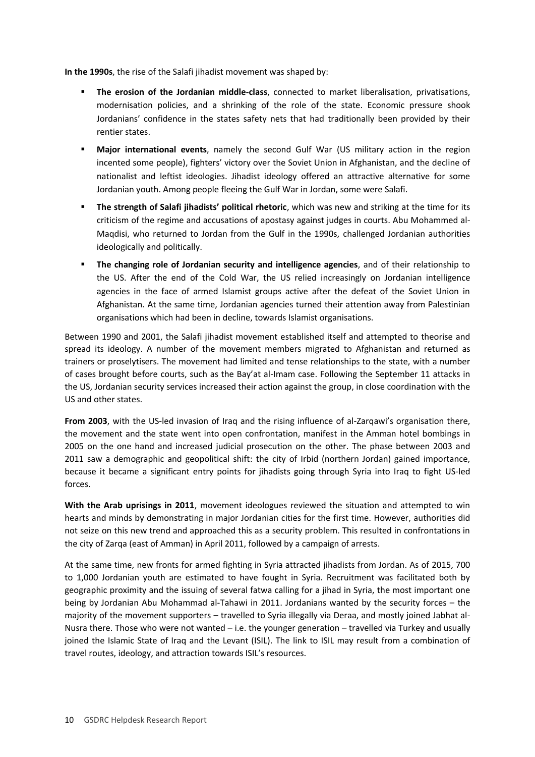**In the 1990s**, the rise of the Salafi jihadist movement was shaped by:

- **The erosion of the Jordanian middle-class**, connected to market liberalisation, privatisations, modernisation policies, and a shrinking of the role of the state. Economic pressure shook Jordanians' confidence in the states safety nets that had traditionally been provided by their rentier states.
- **Major international events**, namely the second Gulf War (US military action in the region incented some people), fighters' victory over the Soviet Union in Afghanistan, and the decline of nationalist and leftist ideologies. Jihadist ideology offered an attractive alternative for some Jordanian youth. Among people fleeing the Gulf War in Jordan, some were Salafi.
- **The strength of Salafi jihadists' political rhetoric**, which was new and striking at the time for its criticism of the regime and accusations of apostasy against judges in courts. Abu Mohammed al-Maqdisi, who returned to Jordan from the Gulf in the 1990s, challenged Jordanian authorities ideologically and politically.
- **The changing role of Jordanian security and intelligence agencies**, and of their relationship to the US. After the end of the Cold War, the US relied increasingly on Jordanian intelligence agencies in the face of armed Islamist groups active after the defeat of the Soviet Union in Afghanistan. At the same time, Jordanian agencies turned their attention away from Palestinian organisations which had been in decline, towards Islamist organisations.

Between 1990 and 2001, the Salafi jihadist movement established itself and attempted to theorise and spread its ideology. A number of the movement members migrated to Afghanistan and returned as trainers or proselytisers. The movement had limited and tense relationships to the state, with a number of cases brought before courts, such as the Bay'at al-Imam case. Following the September 11 attacks in the US, Jordanian security services increased their action against the group, in close coordination with the US and other states.

**From 2003**, with the US-led invasion of Iraq and the rising influence of al-Zarqawi's organisation there, the movement and the state went into open confrontation, manifest in the Amman hotel bombings in 2005 on the one hand and increased judicial prosecution on the other. The phase between 2003 and 2011 saw a demographic and geopolitical shift: the city of Irbid (northern Jordan) gained importance, because it became a significant entry points for jihadists going through Syria into Iraq to fight US-led forces.

**With the Arab uprisings in 2011**, movement ideologues reviewed the situation and attempted to win hearts and minds by demonstrating in major Jordanian cities for the first time. However, authorities did not seize on this new trend and approached this as a security problem. This resulted in confrontations in the city of Zarqa (east of Amman) in April 2011, followed by a campaign of arrests.

At the same time, new fronts for armed fighting in Syria attracted jihadists from Jordan. As of 2015, 700 to 1,000 Jordanian youth are estimated to have fought in Syria. Recruitment was facilitated both by geographic proximity and the issuing of several fatwa calling for a jihad in Syria, the most important one being by Jordanian Abu Mohammad al-Tahawi in 2011. Jordanians wanted by the security forces – the majority of the movement supporters – travelled to Syria illegally via Deraa, and mostly joined Jabhat al-Nusra there. Those who were not wanted – i.e. the younger generation – travelled via Turkey and usually joined the Islamic State of Iraq and the Levant (ISIL). The link to ISIL may result from a combination of travel routes, ideology, and attraction towards ISIL's resources.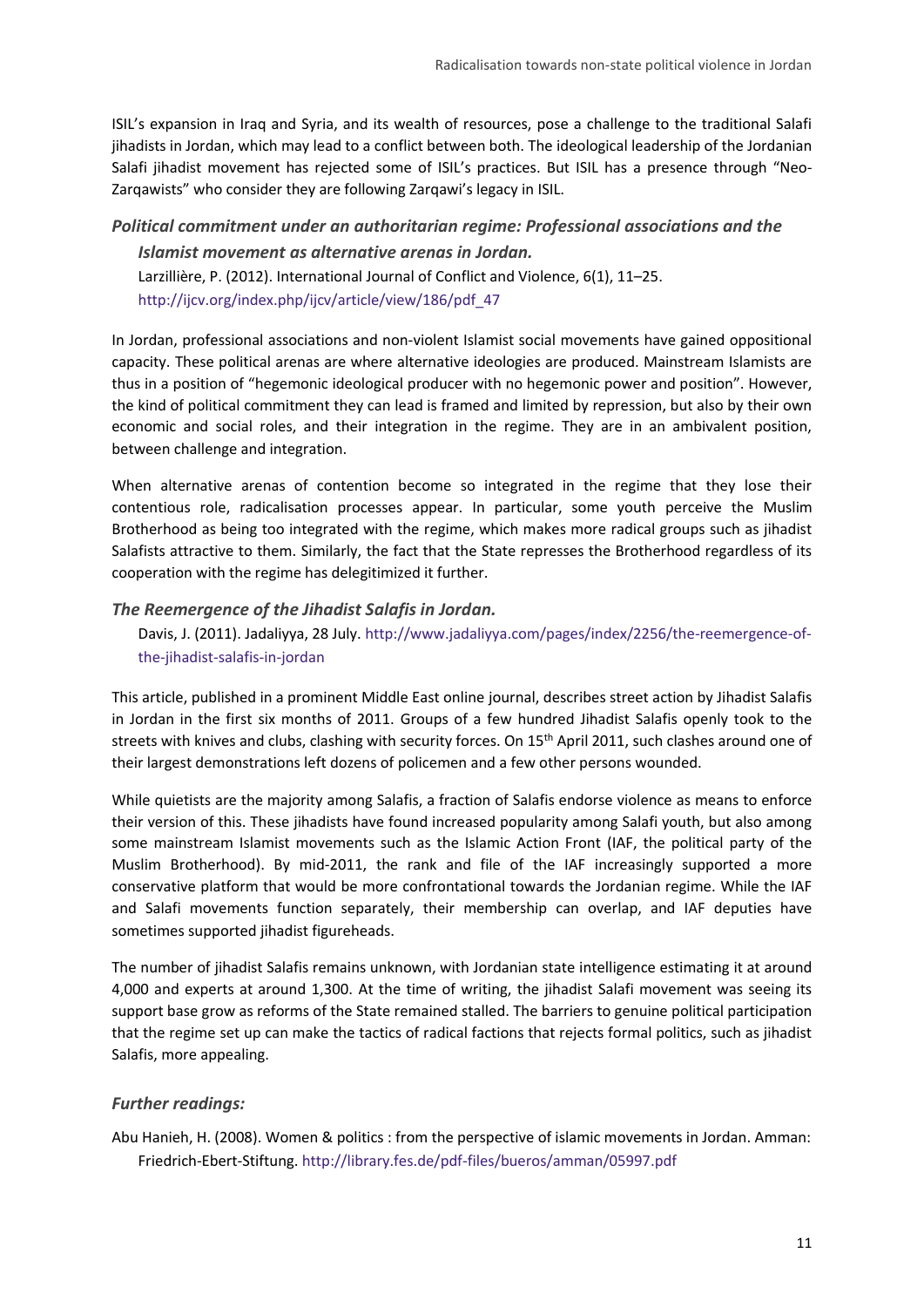ISIL's expansion in Iraq and Syria, and its wealth of resources, pose a challenge to the traditional Salafi jihadists in Jordan, which may lead to a conflict between both. The ideological leadership of the Jordanian Salafi jihadist movement has rejected some of ISIL's practices. But ISIL has a presence through "Neo-Zarqawists" who consider they are following Zarqawi's legacy in ISIL.

### *Political commitment under an authoritarian regime: Professional associations and the Islamist movement as alternative arenas in Jordan.*

Larzillière, P. (2012). International Journal of Conflict and Violence, 6(1), 11–25. http://ijcv.org/index.php/ijcv/article/view/186/pdf_47

In Jordan, professional associations and non-violent Islamist social movements have gained oppositional capacity. These political arenas are where alternative ideologies are produced. Mainstream Islamists are thus in a position of "hegemonic ideological producer with no hegemonic power and position". However, the kind of political commitment they can lead is framed and limited by repression, but also by their own economic and social roles, and their integration in the regime. They are in an ambivalent position, between challenge and integration.

When alternative arenas of contention become so integrated in the regime that they lose their contentious role, radicalisation processes appear. In particular, some youth perceive the Muslim Brotherhood as being too integrated with the regime, which makes more radical groups such as jihadist Salafists attractive to them. Similarly, the fact that the State represses the Brotherhood regardless of its cooperation with the regime has delegitimized it further.

### *The Reemergence of the Jihadist Salafis in Jordan.*

Davis, J. (2011). Jadaliyya, 28 July. http://www.jadaliyya.com/pages/index/2256/the-reemergence-of-the-jihadist-salafis-in-jordan

This article, published in a prominent Middle East online journal, describes street action by Jihadist Salafis in Jordan in the first six months of 2011. Groups of a few hundred Jihadist Salafis openly took to the streets with knives and clubs, clashing with security forces. On 15th April 2011, such clashes around one of their largest demonstrations left dozens of policemen and a few other persons wounded.

While quietists are the majority among Salafis, a fraction of Salafis endorse violence as means to enforce their version of this. These jihadists have found increased popularity among Salafi youth, but also among some mainstream Islamist movements such as the Islamic Action Front (IAF, the political party of the Muslim Brotherhood). By mid-2011, the rank and file of the IAF increasingly supported a more conservative platform that would be more confrontational towards the Jordanian regime. While the IAF and Salafi movements function separately, their membership can overlap, and IAF deputies have sometimes supported jihadist figureheads.

The number of jihadist Salafis remains unknown, with Jordanian state intelligence estimating it at around 4,000 and experts at around 1,300. At the time of writing, the jihadist Salafi movement was seeing its support base grow as reforms of the State remained stalled. The barriers to genuine political participation that the regime set up can make the tactics of radical factions that rejects formal politics, such as jihadist Salafis, more appealing.

### *Further readings:*

Abu Hanieh, H. (2008). Women & politics : from the perspective of islamic movements in Jordan. Amman: Friedrich-Ebert-Stiftung. http://library.fes.de/pdf-files/bueros/amman/05997.pdf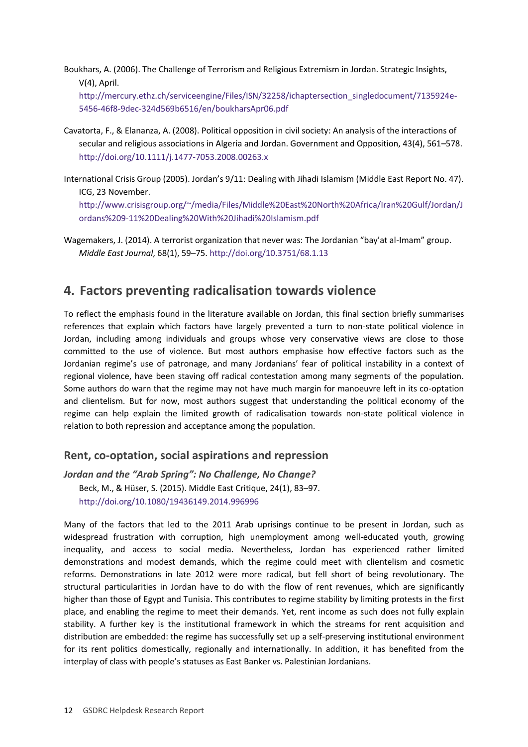Boukhars, A. (2006). The Challenge of Terrorism and Religious Extremism in Jordan. Strategic Insights, V(4), April. http://mercury.ethz.ch/serviceengine/Files/ISN/32258/ichaptersection_singledocument/7135924e-5456-46f8-9dec-324d569b6516/en/boukharsApr06.pdf

Cavatorta, F., & Elananza, A. (2008). Political opposition in civil society: An analysis of the interactions of secular and religious associations in Algeria and Jordan. Government and Opposition, 43(4), 561–578. http://doi.org/10.1111/j.1477-7053.2008.00263.x

International Crisis Group (2005). Jordan's 9/11: Dealing with Jihadi Islamism (Middle East Report No. 47). ICG, 23 November. http://www.crisisgroup.org/~/media/Files/Middle%20East%20North%20Africa/Iran%20Gulf/Jordan/Jordans%209-11%20Dealing%20With%20Jihadi%20Islamism.pdf

Wagemakers, J. (2014). A terrorist organization that never was: The Jordanian "bay'at al-Imam" group. *Middle East Journal*, 68(1), 59–75. http://doi.org/10.3751/68.1.13

# 4. Factors preventing radicalisation towards violence

To reflect the emphasis found in the literature available on Jordan, this final section briefly summarises references that explain which factors have largely prevented a turn to non-state political violence in Jordan, including among individuals and groups whose very conservative views are close to those committed to the use of violence. But most authors emphasise how effective factors such as the Jordanian regime's use of patronage, and many Jordanians' fear of political instability in a context of regional violence, have been staving off radical contestation among many segments of the population. Some authors do warn that the regime may not have much margin for manoeuvre left in its co-optation and clientelism. But for now, most authors suggest that understanding the political economy of the regime can help explain the limited growth of radicalisation towards non-state political violence in relation to both repression and acceptance among the population.

## Rent, co-optation, social aspirations and repression

***Jordan and the "Arab Spring": No Challenge, No Change?***

Beck, M., & Hüser, S. (2015). Middle East Critique, 24(1), 83–97. http://doi.org/10.1080/19436149.2014.996996

Many of the factors that led to the 2011 Arab uprisings continue to be present in Jordan, such as widespread frustration with corruption, high unemployment among well-educated youth, growing inequality, and access to social media. Nevertheless, Jordan has experienced rather limited demonstrations and modest demands, which the regime could meet with clientelism and cosmetic reforms. Demonstrations in late 2012 were more radical, but fell short of being revolutionary. The structural particularities in Jordan have to do with the flow of rent revenues, which are significantly higher than those of Egypt and Tunisia. This contributes to regime stability by limiting protests in the first place, and enabling the regime to meet their demands. Yet, rent income as such does not fully explain stability. A further key is the institutional framework in which the streams for rent acquisition and distribution are embedded: the regime has successfully set up a self-preserving institutional environment for its rent politics domestically, regionally and internationally. In addition, it has benefited from the interplay of class with people's statuses as East Banker vs. Palestinian Jordanians.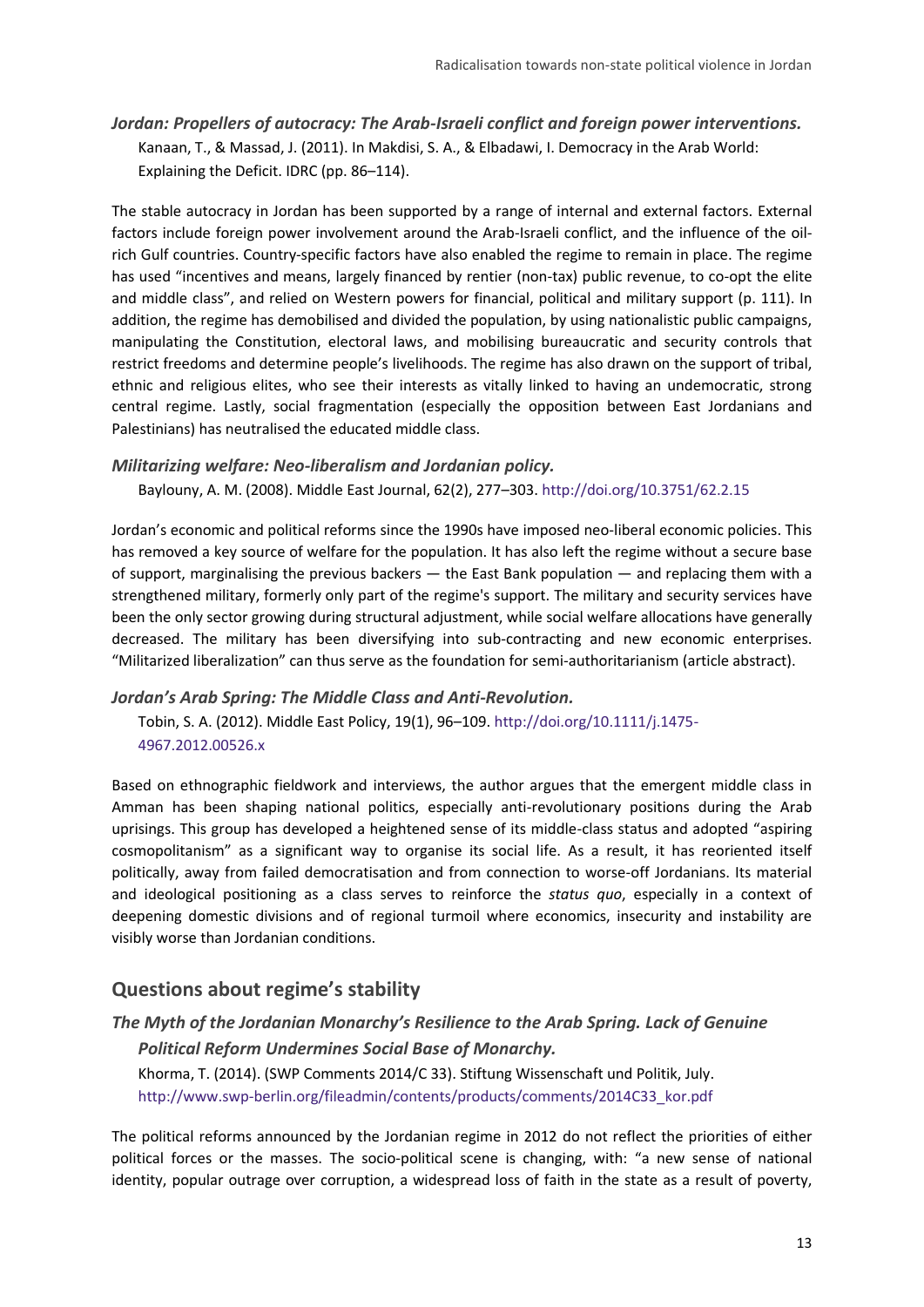### *Jordan: Propellers of autocracy: The Arab-Israeli conflict and foreign power interventions.*

Kanaan, T., & Massad, J. (2011). In Makdisi, S. A., & Elbadawi, I. Democracy in the Arab World: Explaining the Deficit. IDRC (pp. 86–114).

The stable autocracy in Jordan has been supported by a range of internal and external factors. External factors include foreign power involvement around the Arab-Israeli conflict, and the influence of the oil-rich Gulf countries. Country-specific factors have also enabled the regime to remain in place. The regime has used "incentives and means, largely financed by rentier (non-tax) public revenue, to co-opt the elite and middle class", and relied on Western powers for financial, political and military support (p. 111). In addition, the regime has demobilised and divided the population, by using nationalistic public campaigns, manipulating the Constitution, electoral laws, and mobilising bureaucratic and security controls that restrict freedoms and determine people's livelihoods. The regime has also drawn on the support of tribal, ethnic and religious elites, who see their interests as vitally linked to having an undemocratic, strong central regime. Lastly, social fragmentation (especially the opposition between East Jordanians and Palestinians) has neutralised the educated middle class.

### *Militarizing welfare: Neo-liberalism and Jordanian policy.*

Baylouny, A. M. (2008). Middle East Journal, 62(2), 277–303. http://doi.org/10.3751/62.2.15

Jordan's economic and political reforms since the 1990s have imposed neo-liberal economic policies. This has removed a key source of welfare for the population. It has also left the regime without a secure base of support, marginalising the previous backers — the East Bank population — and replacing them with a strengthened military, formerly only part of the regime's support. The military and security services have been the only sector growing during structural adjustment, while social welfare allocations have generally decreased. The military has been diversifying into sub-contracting and new economic enterprises. "Militarized liberalization" can thus serve as the foundation for semi-authoritarianism (article abstract).

### *Jordan's Arab Spring: The Middle Class and Anti-Revolution.*

Tobin, S. A. (2012). Middle East Policy, 19(1), 96–109. http://doi.org/10.1111/j.1475-4967.2012.00526.x

Based on ethnographic fieldwork and interviews, the author argues that the emergent middle class in Amman has been shaping national politics, especially anti-revolutionary positions during the Arab uprisings. This group has developed a heightened sense of its middle-class status and adopted "aspiring cosmopolitanism" as a significant way to organise its social life. As a result, it has reoriented itself politically, away from failed democratisation and from connection to worse-off Jordanians. Its material and ideological positioning as a class serves to reinforce the *status quo*, especially in a context of deepening domestic divisions and of regional turmoil where economics, insecurity and instability are visibly worse than Jordanian conditions.

## Questions about regime's stability

### *The Myth of the Jordanian Monarchy's Resilience to the Arab Spring. Lack of Genuine Political Reform Undermines Social Base of Monarchy.*

Khorma, T. (2014). (SWP Comments 2014/C 33). Stiftung Wissenschaft und Politik, July. http://www.swp-berlin.org/fileadmin/contents/products/comments/2014C33_kor.pdf

The political reforms announced by the Jordanian regime in 2012 do not reflect the priorities of either political forces or the masses. The socio-political scene is changing, with: "a new sense of national identity, popular outrage over corruption, a widespread loss of faith in the state as a result of poverty,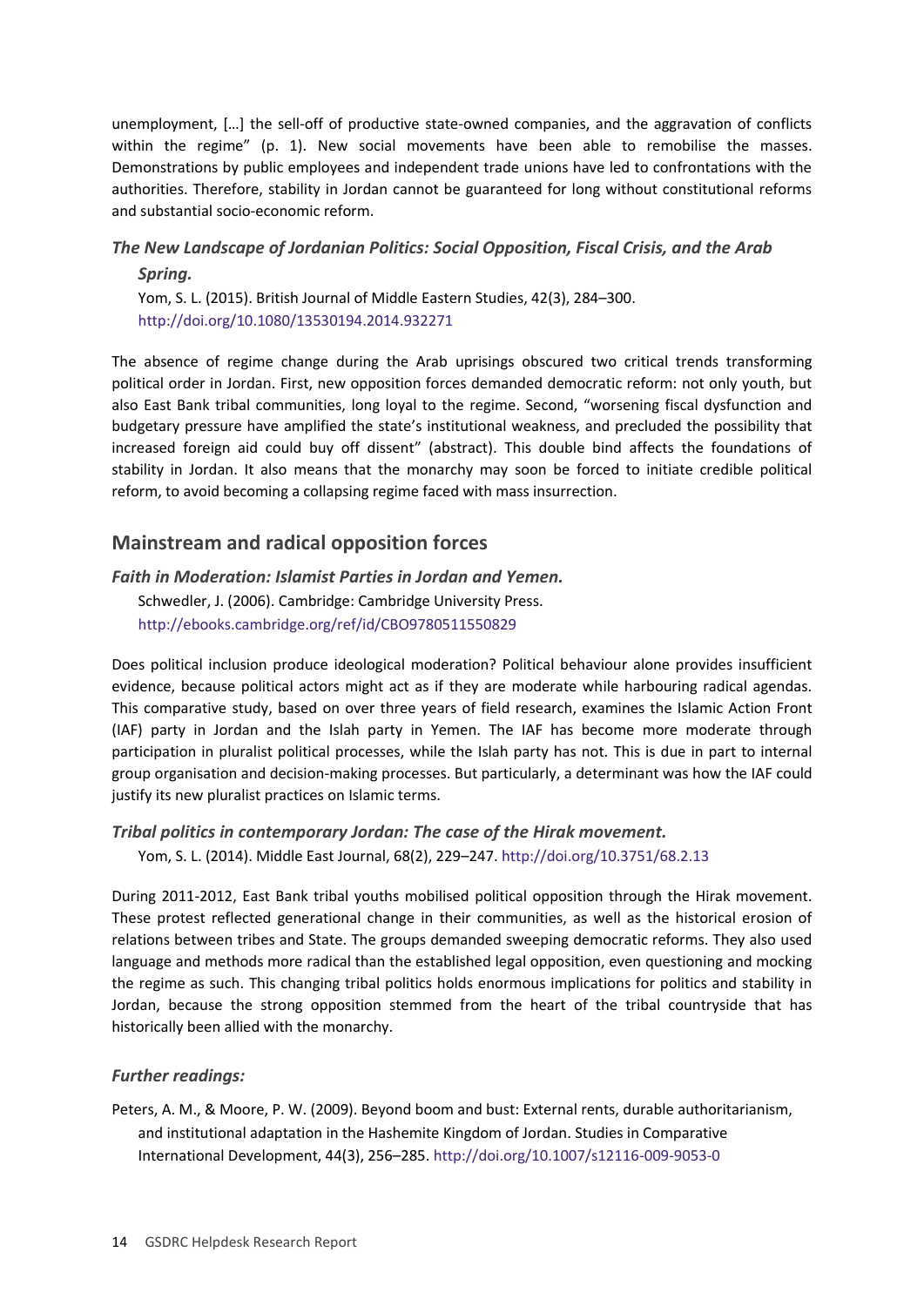unemployment, […] the sell-off of productive state-owned companies, and the aggravation of conflicts within the regime" (p. 1). New social movements have been able to remobilise the masses. Demonstrations by public employees and independent trade unions have led to confrontations with the authorities. Therefore, stability in Jordan cannot be guaranteed for long without constitutional reforms and substantial socio-economic reform.

***The New Landscape of Jordanian Politics: Social Opposition, Fiscal Crisis, and the Arab Spring.***

Yom, S. L. (2015). British Journal of Middle Eastern Studies, 42(3), 284–300.
http://doi.org/10.1080/13530194.2014.932271

The absence of regime change during the Arab uprisings obscured two critical trends transforming political order in Jordan. First, new opposition forces demanded democratic reform: not only youth, but also East Bank tribal communities, long loyal to the regime. Second, "worsening fiscal dysfunction and budgetary pressure have amplified the state's institutional weakness, and precluded the possibility that increased foreign aid could buy off dissent" (abstract). This double bind affects the foundations of stability in Jordan. It also means that the monarchy may soon be forced to initiate credible political reform, to avoid becoming a collapsing regime faced with mass insurrection.

## Mainstream and radical opposition forces

***Faith in Moderation: Islamist Parties in Jordan and Yemen.***

Schwedler, J. (2006). Cambridge: Cambridge University Press.
http://ebooks.cambridge.org/ref/id/CBO9780511550829

Does political inclusion produce ideological moderation? Political behaviour alone provides insufficient evidence, because political actors might act as if they are moderate while harbouring radical agendas. This comparative study, based on over three years of field research, examines the Islamic Action Front (IAF) party in Jordan and the Islah party in Yemen. The IAF has become more moderate through participation in pluralist political processes, while the Islah party has not. This is due in part to internal group organisation and decision-making processes. But particularly, a determinant was how the IAF could justify its new pluralist practices on Islamic terms.

***Tribal politics in contemporary Jordan: The case of the Hirak movement.***

Yom, S. L. (2014). Middle East Journal, 68(2), 229–247. http://doi.org/10.3751/68.2.13

During 2011-2012, East Bank tribal youths mobilised political opposition through the Hirak movement. These protest reflected generational change in their communities, as well as the historical erosion of relations between tribes and State. The groups demanded sweeping democratic reforms. They also used language and methods more radical than the established legal opposition, even questioning and mocking the regime as such. This changing tribal politics holds enormous implications for politics and stability in Jordan, because the strong opposition stemmed from the heart of the tribal countryside that has historically been allied with the monarchy.

***Further readings:***

Peters, A. M., & Moore, P. W. (2009). Beyond boom and bust: External rents, durable authoritarianism, and institutional adaptation in the Hashemite Kingdom of Jordan. Studies in Comparative International Development, 44(3), 256–285. http://doi.org/10.1007/s12116-009-9053-0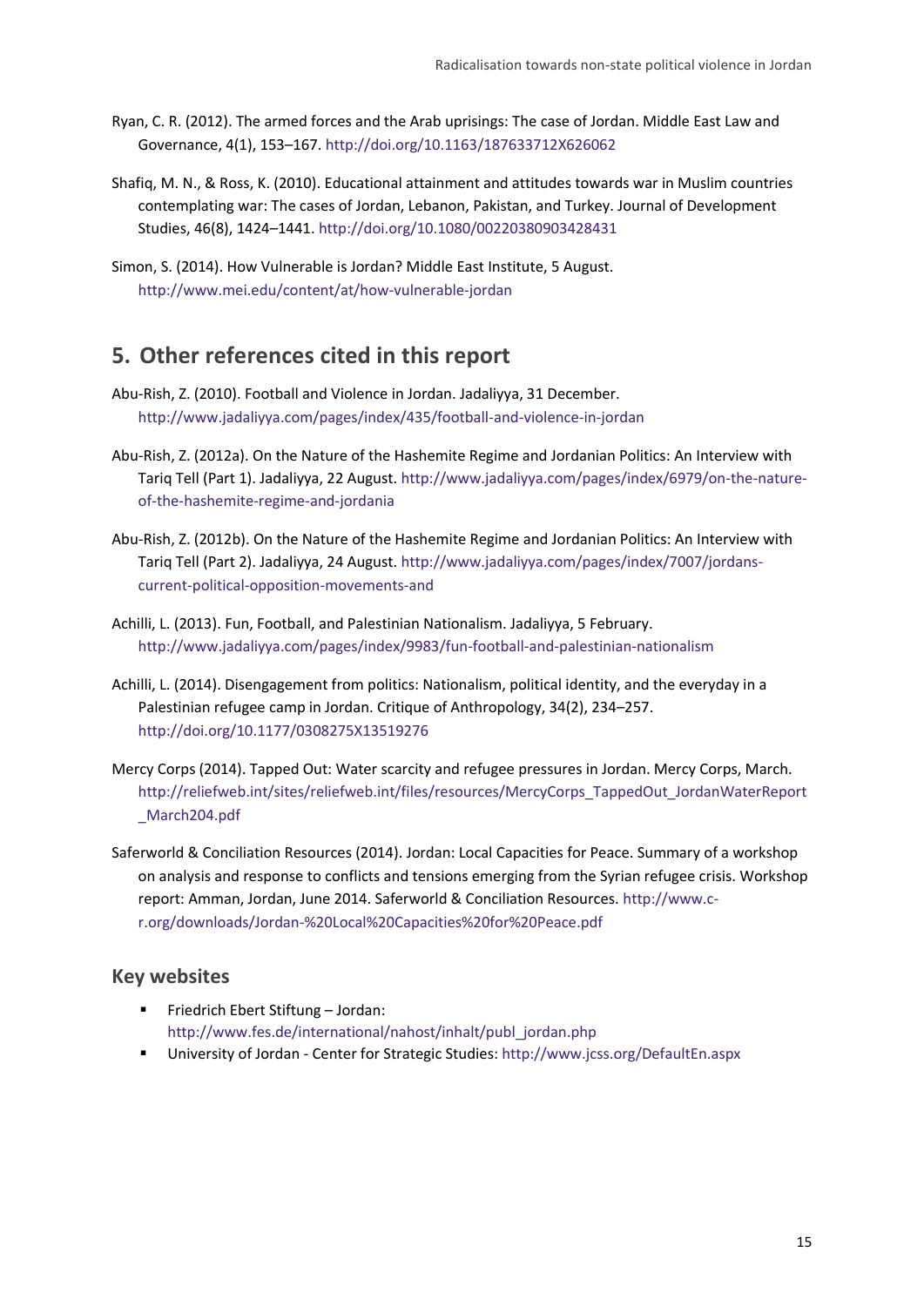Ryan, C. R. (2012). The armed forces and the Arab uprisings: The case of Jordan. Middle East Law and Governance, 4(1), 153–167. http://doi.org/10.1163/187633712X626062

Shafiq, M. N., & Ross, K. (2010). Educational attainment and attitudes towards war in Muslim countries contemplating war: The cases of Jordan, Lebanon, Pakistan, and Turkey. Journal of Development Studies, 46(8), 1424–1441. http://doi.org/10.1080/00220380903428431

Simon, S. (2014). How Vulnerable is Jordan? Middle East Institute, 5 August. http://www.mei.edu/content/at/how-vulnerable-jordan

## 5. Other references cited in this report

Abu-Rish, Z. (2010). Football and Violence in Jordan. Jadaliyya, 31 December. http://www.jadaliyya.com/pages/index/435/football-and-violence-in-jordan

Abu-Rish, Z. (2012a). On the Nature of the Hashemite Regime and Jordanian Politics: An Interview with Tariq Tell (Part 1). Jadaliyya, 22 August. http://www.jadaliyya.com/pages/index/6979/on-the-nature-of-the-hashemite-regime-and-jordania

Abu-Rish, Z. (2012b). On the Nature of the Hashemite Regime and Jordanian Politics: An Interview with Tariq Tell (Part 2). Jadaliyya, 24 August. http://www.jadaliyya.com/pages/index/7007/jordans-current-political-opposition-movements-and

Achilli, L. (2013). Fun, Football, and Palestinian Nationalism. Jadaliyya, 5 February. http://www.jadaliyya.com/pages/index/9983/fun-football-and-palestinian-nationalism

Achilli, L. (2014). Disengagement from politics: Nationalism, political identity, and the everyday in a Palestinian refugee camp in Jordan. Critique of Anthropology, 34(2), 234–257. http://doi.org/10.1177/0308275X13519276

Mercy Corps (2014). Tapped Out: Water scarcity and refugee pressures in Jordan. Mercy Corps, March. http://reliefweb.int/sites/reliefweb.int/files/resources/MercyCorps_TappedOut_JordanWaterReport_March204.pdf

Saferworld & Conciliation Resources (2014). Jordan: Local Capacities for Peace. Summary of a workshop on analysis and response to conflicts and tensions emerging from the Syrian refugee crisis. Workshop report: Amman, Jordan, June 2014. Saferworld & Conciliation Resources. http://www.c-r.org/downloads/Jordan-%20Local%20Capacities%20for%20Peace.pdf

### Key websites

- Friedrich Ebert Stiftung – Jordan: http://www.fes.de/international/nahost/inhalt/publ_jordan.php
- University of Jordan - Center for Strategic Studies: http://www.jcss.org/DefaultEn.aspx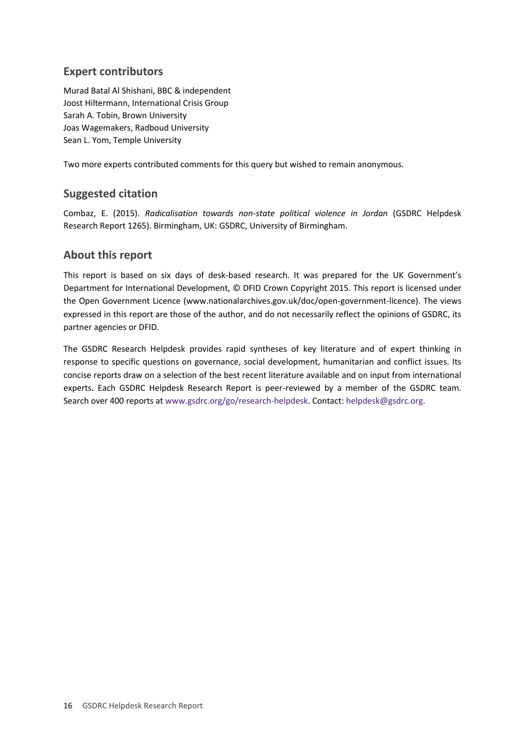## Expert contributors

Murad Batal Al Shishani, BBC & independent
Joost Hiltermann, International Crisis Group
Sarah A. Tobin, Brown University
Joas Wagemakers, Radboud University
Sean L. Yom, Temple University

Two more experts contributed comments for this query but wished to remain anonymous.

## Suggested citation

Combaz, E. (2015). *Radicalisation towards non-state political violence in Jordan* (GSDRC Helpdesk Research Report 1265). Birmingham, UK: GSDRC, University of Birmingham.

## About this report

This report is based on six days of desk-based research. It was prepared for the UK Government's Department for International Development, © DFID Crown Copyright 2015. This report is licensed under the Open Government Licence (www.nationalarchives.gov.uk/doc/open-government-licence). The views expressed in this report are those of the author, and do not necessarily reflect the opinions of GSDRC, its partner agencies or DFID.

The GSDRC Research Helpdesk provides rapid syntheses of key literature and of expert thinking in response to specific questions on governance, social development, humanitarian and conflict issues. Its concise reports draw on a selection of the best recent literature available and on input from international experts. Each GSDRC Helpdesk Research Report is peer-reviewed by a member of the GSDRC team. Search over 400 reports at www.gsdrc.org/go/research-helpdesk. Contact: helpdesk@gsdrc.org.